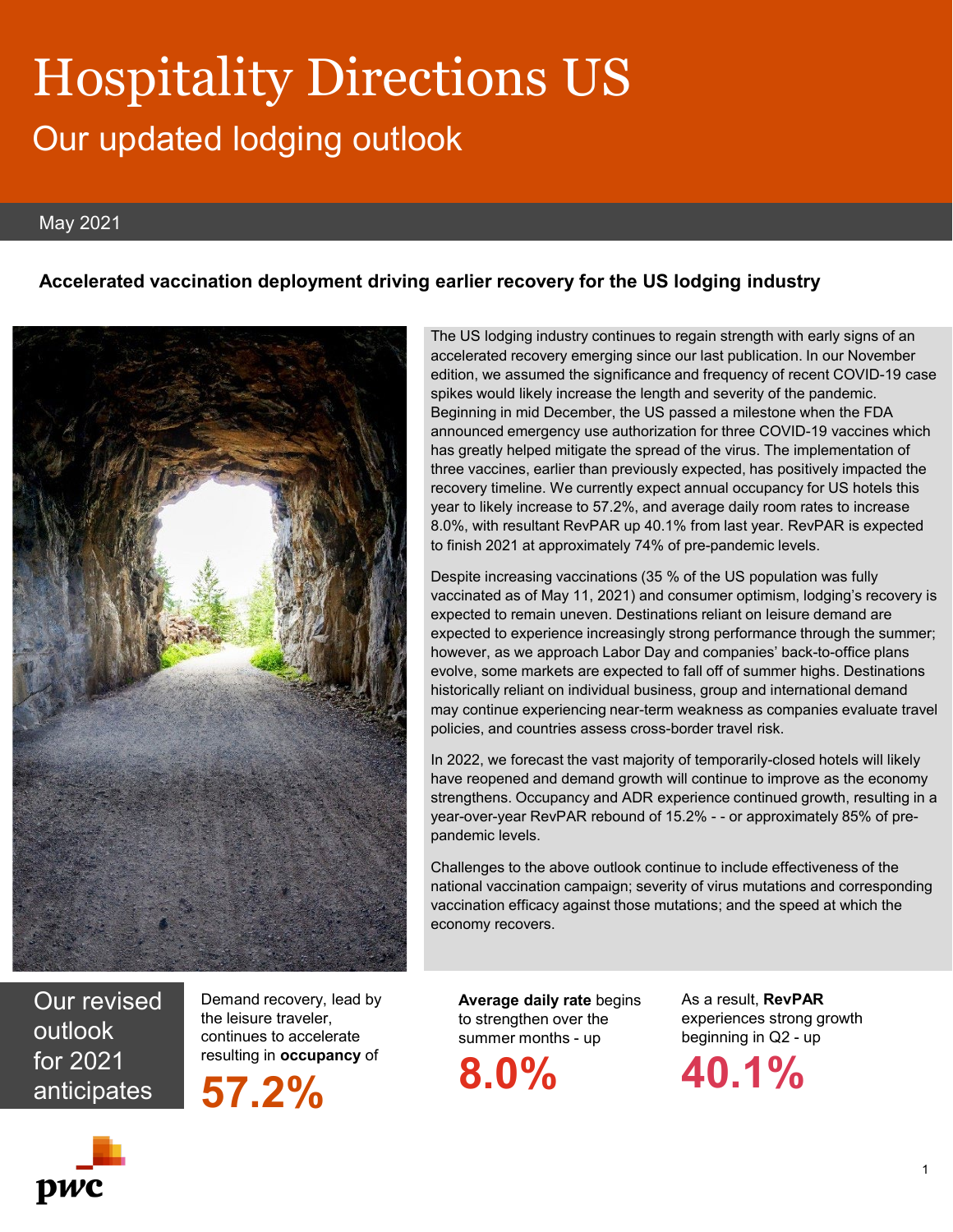# Hospitality Directions US

## Our updated lodging outlook

May 2021

**Accelerated vaccination deployment driving earlier recovery for the US lodging industry**

The US lodging industry continues to regain strength with early signs of an accelerated recovery emerging since our last publication. In our November edition, we assumed the significance and frequency of recent COVID-19 case spikes would likely increase the length and severity of the pandemic. Beginning in mid December, the US passed a milestone when the FDA announced emergency use authorization for three COVID-19 vaccines which has greatly helped mitigate the spread of the virus. The implementation of three vaccines, earlier than previously expected, has positively impacted the recovery timeline. We currently expect annual occupancy for US hotels this year to likely increase to 57.2%, and average daily room rates to increase 8.0%, with resultant RevPAR up 40.1% from last year. RevPAR is expected to finish 2021 at approximately 74% of pre-pandemic levels.

Despite increasing vaccinations (35 % of the US population was fully vaccinated as of May 11, 2021) and consumer optimism, lodging's recovery is expected to remain uneven. Destinations reliant on leisure demand are expected to experience increasingly strong performance through the summer; however, as we approach Labor Day and companies' back-to-office plans evolve, some markets are expected to fall off of summer highs. Destinations historically reliant on individual business, group and international demand may continue experiencing near-term weakness as companies evaluate travel policies, and countries assess cross-border travel risk.

In 2022, we forecast the vast majority of temporarily-closed hotels will likely have reopened and demand growth will continue to improve as the economy strengthens. Occupancy and ADR experience continued growth, resulting in a year-over-year RevPAR rebound of 15.2% - - or approximately 85% of pre-pandemic levels.

Challenges to the above outlook continue to include effectiveness of the national vaccination campaign; severity of virus mutations and corresponding vaccination efficacy against those mutations; and the speed at which the economy recovers.

**Our revised outlook for 2021 anticipates**

Demand recovery, lead by the leisure traveler, continues to accelerate resulting in **occupancy** of

**57.2%**

**Average daily rate** begins to strengthen over the summer months - up

**8.0%**

As a result, **RevPAR** experiences strong growth beginning in Q2 - up

**40.1%**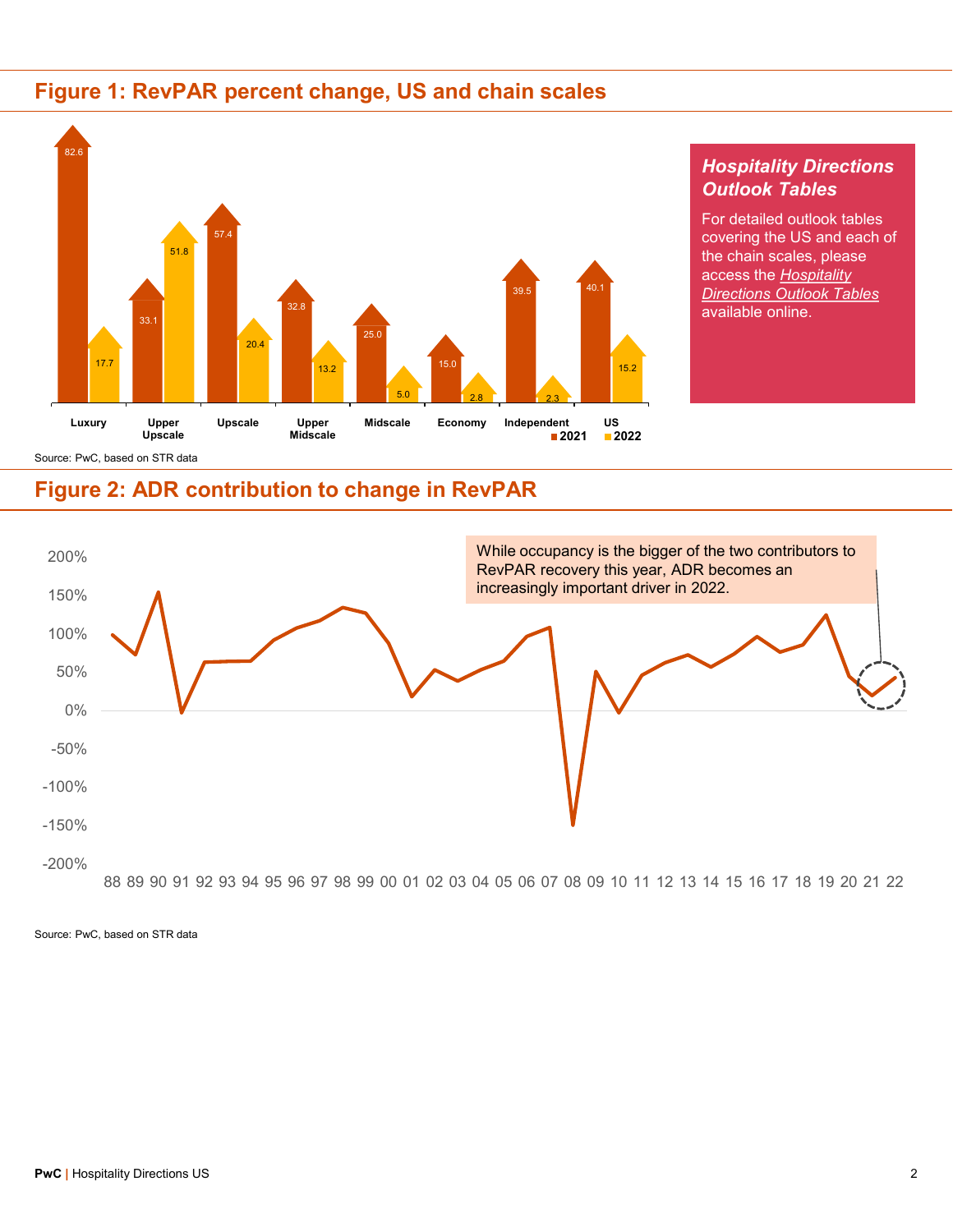## Figure 1: RevPAR percent change, US and chain scales

| | 2021 | 2022 |
|---|---|---|
| Luxury | 82.6 | 17.7 |
| Upper Upscale | 33.1 | 51.8 |
| Upscale | 57.4 | 20.4 |
| Upper Midscale | 32.8 | 13.2 |
| Midscale | 25.0 | 5.0 |
| Economy | 15.0 | 2.8 |
| Independent | 39.5 | 2.3 |
| US | 40.1 | 15.2 |

Source: PwC, based on STR data

### *Hospitality Directions Outlook Tables*

For detailed outlook tables covering the US and each of the chain scales, please access the *Hospitality Directions Outlook Tables* available online.

## Figure 2: ADR contribution to change in RevPAR

While occupancy is the bigger of the two contributors to RevPAR recovery this year, ADR becomes an increasingly important driver in 2022.

Source: PwC, based on STR data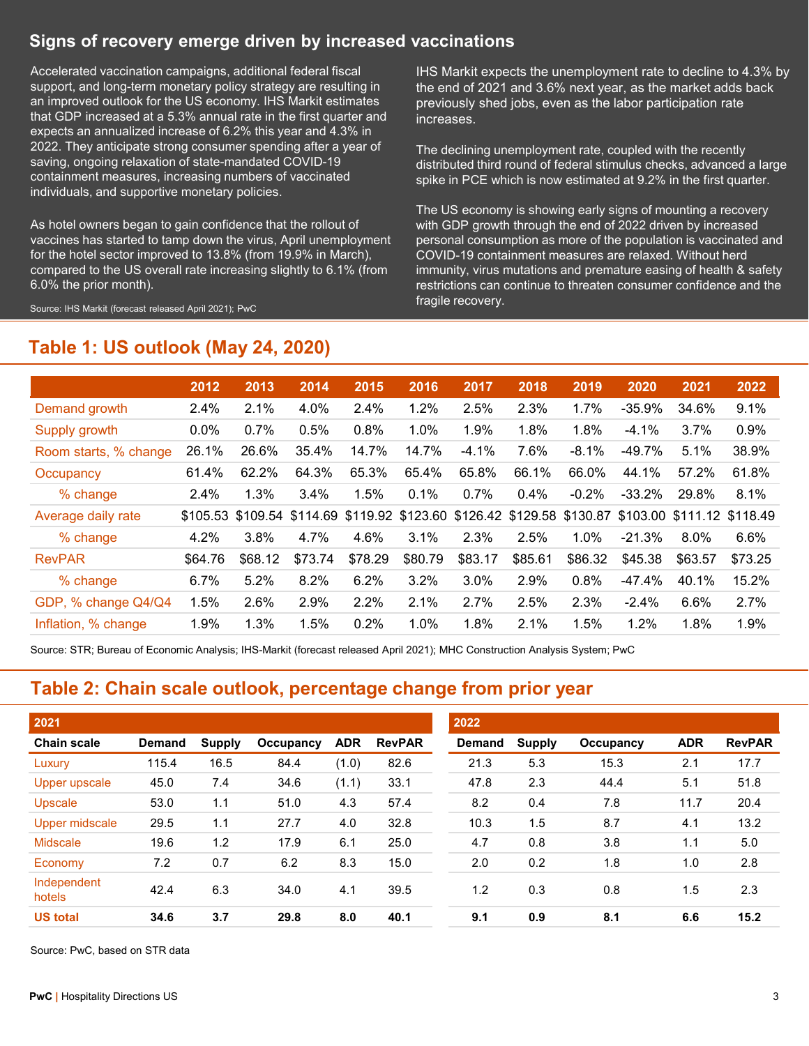## Signs of recovery emerge driven by increased vaccinations

Accelerated vaccination campaigns, additional federal fiscal support, and long-term monetary policy strategy are resulting in an improved outlook for the US economy. IHS Markit estimates that GDP increased at a 5.3% annual rate in the first quarter and expects an annualized increase of 6.2% this year and 4.3% in 2022. They anticipate strong consumer spending after a year of saving, ongoing relaxation of state-mandated COVID-19 containment measures, increasing numbers of vaccinated individuals, and supportive monetary policies.

As hotel owners began to gain confidence that the rollout of vaccines has started to tamp down the virus, April unemployment for the hotel sector improved to 13.8% (from 19.9% in March), compared to the US overall rate increasing slightly to 6.1% (from 6.0% the prior month).

Source: IHS Markit (forecast released April 2021); PwC

IHS Markit expects the unemployment rate to decline to 4.3% by the end of 2021 and 3.6% next year, as the market adds back previously shed jobs, even as the labor participation rate increases.

The declining unemployment rate, coupled with the recently distributed third round of federal stimulus checks, advanced a large spike in PCE which is now estimated at 9.2% in the first quarter.

The US economy is showing early signs of mounting a recovery with GDP growth through the end of 2022 driven by increased personal consumption as more of the population is vaccinated and COVID-19 containment measures are relaxed. Without herd immunity, virus mutations and premature easing of health & safety restrictions can continue to threaten consumer confidence and the fragile recovery.

## Table 1: US outlook (May 24, 2020)

| | 2012 | 2013 | 2014 | 2015 | 2016 | 2017 | 2018 | 2019 | 2020 | 2021 | 2022 |
|---|---|---|---|---|---|---|---|---|---|---|---|
| Demand growth | 2.4% | 2.1% | 4.0% | 2.4% | 1.2% | 2.5% | 2.3% | 1.7% | -35.9% | 34.6% | 9.1% |
| Supply growth | 0.0% | 0.7% | 0.5% | 0.8% | 1.0% | 1.9% | 1.8% | 1.8% | -4.1% | 3.7% | 0.9% |
| Room starts, % change | 26.1% | 26.6% | 35.4% | 14.7% | 14.7% | -4.1% | 7.6% | -8.1% | -49.7% | 5.1% | 38.9% |
| Occupancy | 61.4% | 62.2% | 64.3% | 65.3% | 65.4% | 65.8% | 66.1% | 66.0% | 44.1% | 57.2% | 61.8% |
| % change | 2.4% | 1.3% | 3.4% | 1.5% | 0.1% | 0.7% | 0.4% | -0.2% | -33.2% | 29.8% | 8.1% |
| Average daily rate | $105.53 | $109.54 | $114.69 | $119.92 | $123.60 | $126.42 | $129.58 | $130.87 | $103.00 | $111.12 | $118.49 |
| % change | 4.2% | 3.8% | 4.7% | 4.6% | 3.1% | 2.3% | 2.5% | 1.0% | -21.3% | 8.0% | 6.6% |
| RevPAR | $64.76 | $68.12 | $73.74 | $78.29 | $80.79 | $83.17 | $85.61 | $86.32 | $45.38 | $63.57 | $73.25 |
| % change | 6.7% | 5.2% | 8.2% | 6.2% | 3.2% | 3.0% | 2.9% | 0.8% | -47.4% | 40.1% | 15.2% |
| GDP, % change Q4/Q4 | 1.5% | 2.6% | 2.9% | 2.2% | 2.1% | 2.7% | 2.5% | 2.3% | -2.4% | 6.6% | 2.7% |
| Inflation, % change | 1.9% | 1.3% | 1.5% | 0.2% | 1.0% | 1.8% | 2.1% | 1.5% | 1.2% | 1.8% | 1.9% |

Source: STR; Bureau of Economic Analysis; IHS-Markit (forecast released April 2021); MHC Construction Analysis System; PwC

## Table 2: Chain scale outlook, percentage change from prior year

| | 2021 | | | | | 2022 | | | | |
|---|---|---|---|---|---|---|---|---|---|---|
| **Chain scale** | **Demand** | **Supply** | **Occupancy** | **ADR** | **RevPAR** | **Demand** | **Supply** | **Occupancy** | **ADR** | **RevPAR** |
| Luxury | 115.4 | 16.5 | 84.4 | (1.0) | 82.6 | 21.3 | 5.3 | 15.3 | 2.1 | 17.7 |
| Upper upscale | 45.0 | 7.4 | 34.6 | (1.1) | 33.1 | 47.8 | 2.3 | 44.4 | 5.1 | 51.8 |
| Upscale | 53.0 | 1.1 | 51.0 | 4.3 | 57.4 | 8.2 | 0.4 | 7.8 | 11.7 | 20.4 |
| Upper midscale | 29.5 | 1.1 | 27.7 | 4.0 | 32.8 | 10.3 | 1.5 | 8.7 | 4.1 | 13.2 |
| Midscale | 19.6 | 1.2 | 17.9 | 6.1 | 25.0 | 4.7 | 0.8 | 3.8 | 1.1 | 5.0 |
| Economy | 7.2 | 0.7 | 6.2 | 8.3 | 15.0 | 2.0 | 0.2 | 1.8 | 1.0 | 2.8 |
| Independent hotels | 42.4 | 6.3 | 34.0 | 4.1 | 39.5 | 1.2 | 0.3 | 0.8 | 1.5 | 2.3 |
| **US total** | **34.6** | **3.7** | **29.8** | **8.0** | **40.1** | **9.1** | **0.9** | **8.1** | **6.6** | **15.2** |

Source: PwC, based on STR data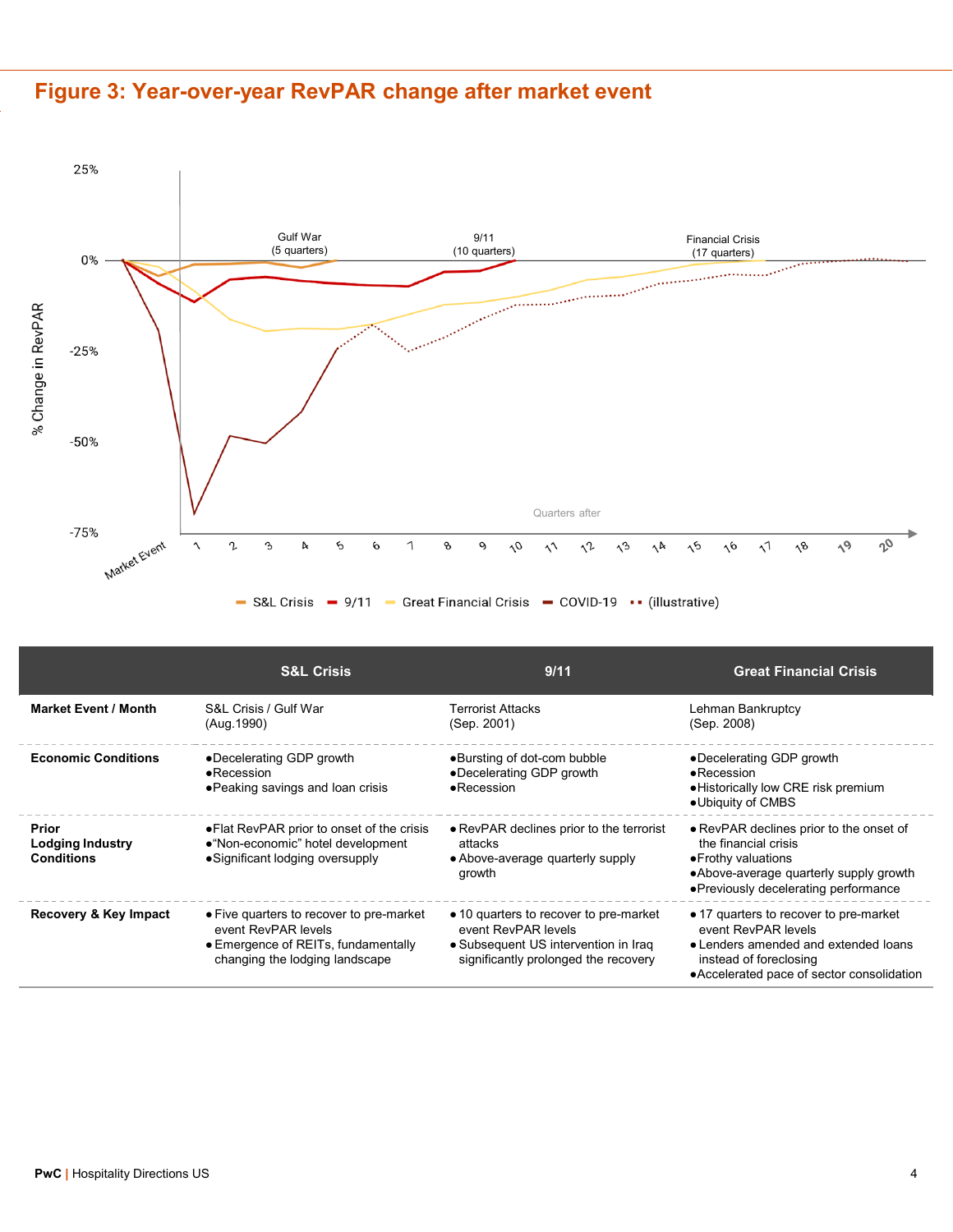## Figure 3: Year-over-year RevPAR change after market event

| | S&L Crisis | 9/11 | Great Financial Crisis |
|---|---|---|---|
| **Market Event / Month** | S&L Crisis / Gulf War (Aug.1990) | Terrorist Attacks (Sep. 2001) | Lehman Bankruptcy (Sep. 2008) |
| **Economic Conditions** | ●Decelerating GDP growth<br>●Recession<br>●Peaking savings and loan crisis | ●Bursting of dot-com bubble<br>●Decelerating GDP growth<br>●Recession | ●Decelerating GDP growth<br>●Recession<br>●Historically low CRE risk premium<br>●Ubiquity of CMBS |
| **Prior Lodging Industry Conditions** | ●Flat RevPAR prior to onset of the crisis<br>●"Non-economic" hotel development<br>●Significant lodging oversupply | ● RevPAR declines prior to the terrorist attacks<br>● Above-average quarterly supply growth | ● RevPAR declines prior to the onset of the financial crisis<br>●Frothy valuations<br>●Above-average quarterly supply growth<br>●Previously decelerating performance |
| **Recovery & Key Impact** | ● Five quarters to recover to pre-market event RevPAR levels<br>● Emergence of REITs, fundamentally changing the lodging landscape | ● 10 quarters to recover to pre-market event RevPAR levels<br>● Subsequent US intervention in Iraq significantly prolonged the recovery | ● 17 quarters to recover to pre-market event RevPAR levels<br>● Lenders amended and extended loans instead of foreclosing<br>●Accelerated pace of sector consolidation |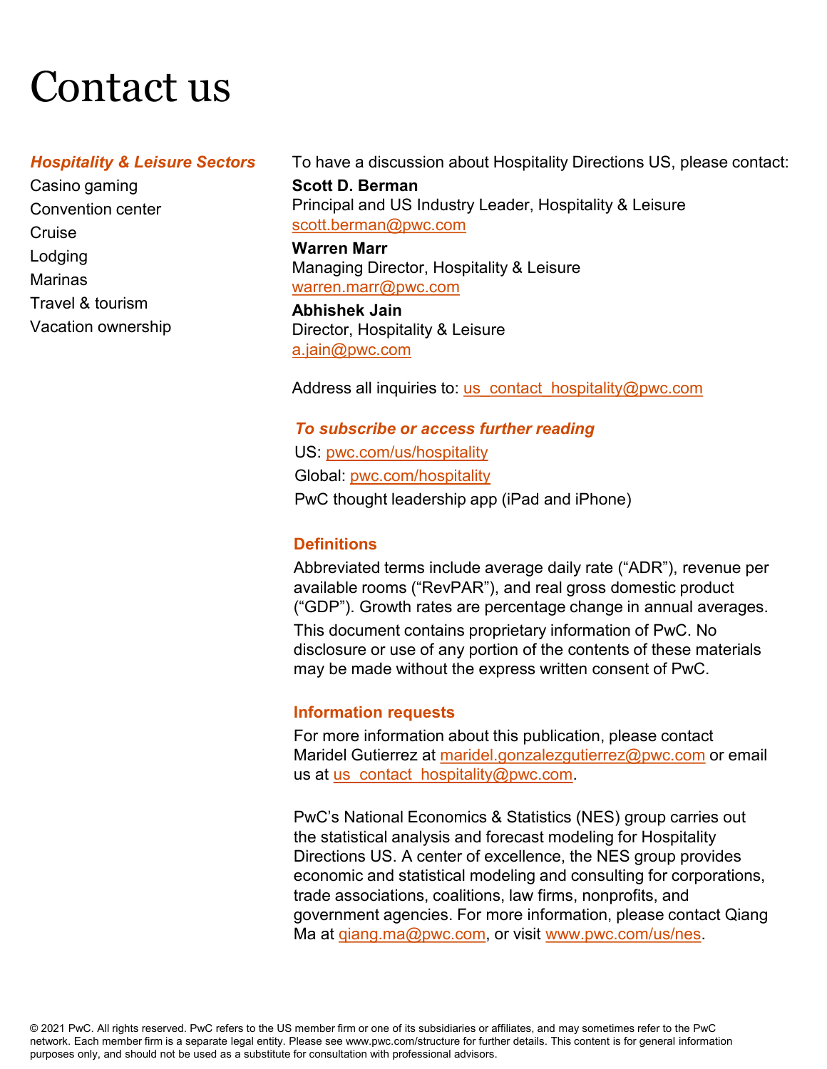# Contact us

***Hospitality & Leisure Sectors***

Casino gaming
Convention center
Cruise
Lodging
Marinas
Travel & tourism
Vacation ownership

To have a discussion about Hospitality Directions US, please contact:

**Scott D. Berman**
Principal and US Industry Leader, Hospitality & Leisure
scott.berman@pwc.com

**Warren Marr**
Managing Director, Hospitality & Leisure
warren.marr@pwc.com

**Abhishek Jain**
Director, Hospitality & Leisure
a.jain@pwc.com

Address all inquiries to: us_contact_hospitality@pwc.com

***To subscribe or access further reading***

US: pwc.com/us/hospitality
Global: pwc.com/hospitality
PwC thought leadership app (iPad and iPhone)

**Definitions**

Abbreviated terms include average daily rate (“ADR”), revenue per available rooms (“RevPAR”), and real gross domestic product (“GDP”). Growth rates are percentage change in annual averages.

This document contains proprietary information of PwC. No disclosure or use of any portion of the contents of these materials may be made without the express written consent of PwC.

**Information requests**

For more information about this publication, please contact Maridel Gutierrez at maridel.gonzalezgutierrez@pwc.com or email us at us_contact_hospitality@pwc.com.

PwC’s National Economics & Statistics (NES) group carries out the statistical analysis and forecast modeling for Hospitality Directions US. A center of excellence, the NES group provides economic and statistical modeling and consulting for corporations, trade associations, coalitions, law firms, nonprofits, and government agencies. For more information, please contact Qiang Ma at qiang.ma@pwc.com, or visit www.pwc.com/us/nes.

© 2021 PwC. All rights reserved. PwC refers to the US member firm or one of its subsidiaries or affiliates, and may sometimes refer to the PwC network. Each member firm is a separate legal entity. Please see www.pwc.com/structure for further details. This content is for general information purposes only, and should not be used as a substitute for consultation with professional advisors.